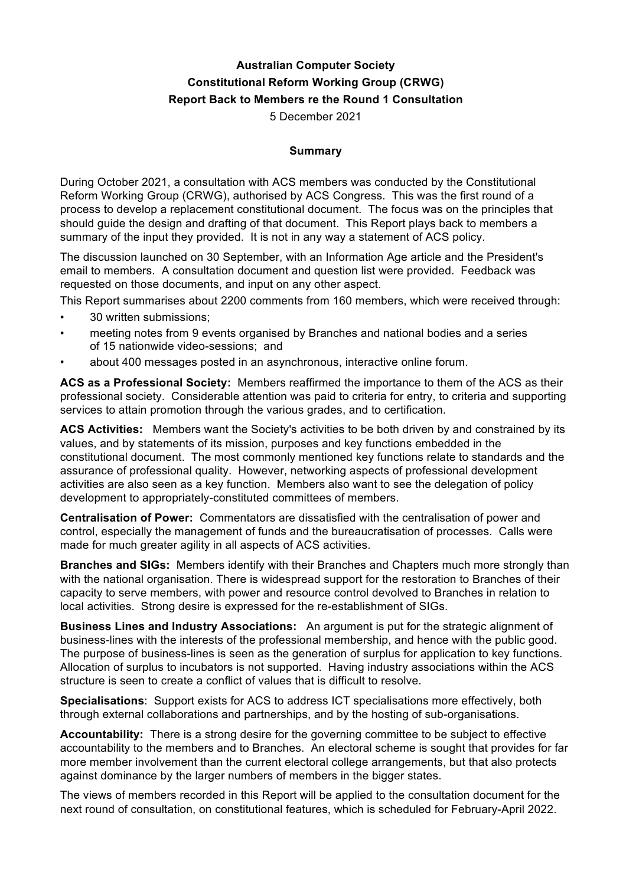# Australian Computer Society
# Constitutional Reform Working Group (CRWG)
# Report Back to Members re the Round 1 Consultation

5 December 2021

## Summary

During October 2021, a consultation with ACS members was conducted by the Constitutional Reform Working Group (CRWG), authorised by ACS Congress. This was the first round of a process to develop a replacement constitutional document. The focus was on the principles that should guide the design and drafting of that document. This Report plays back to members a summary of the input they provided. It is not in any way a statement of ACS policy.

The discussion launched on 30 September, with an Information Age article and the President's email to members. A consultation document and question list were provided. Feedback was requested on those documents, and input on any other aspect.

This Report summarises about 2200 comments from 160 members, which were received through:

- 30 written submissions;
- meeting notes from 9 events organised by Branches and national bodies and a series of 15 nationwide video-sessions; and
- about 400 messages posted in an asynchronous, interactive online forum.

**ACS as a Professional Society:** Members reaffirmed the importance to them of the ACS as their professional society. Considerable attention was paid to criteria for entry, to criteria and supporting services to attain promotion through the various grades, and to certification.

**ACS Activities:** Members want the Society's activities to be both driven by and constrained by its values, and by statements of its mission, purposes and key functions embedded in the constitutional document. The most commonly mentioned key functions relate to standards and the assurance of professional quality. However, networking aspects of professional development activities are also seen as a key function. Members also want to see the delegation of policy development to appropriately-constituted committees of members.

**Centralisation of Power:** Commentators are dissatisfied with the centralisation of power and control, especially the management of funds and the bureaucratisation of processes. Calls were made for much greater agility in all aspects of ACS activities.

**Branches and SIGs:** Members identify with their Branches and Chapters much more strongly than with the national organisation. There is widespread support for the restoration to Branches of their capacity to serve members, with power and resource control devolved to Branches in relation to local activities. Strong desire is expressed for the re-establishment of SIGs.

**Business Lines and Industry Associations:** An argument is put for the strategic alignment of business-lines with the interests of the professional membership, and hence with the public good. The purpose of business-lines is seen as the generation of surplus for application to key functions. Allocation of surplus to incubators is not supported. Having industry associations within the ACS structure is seen to create a conflict of values that is difficult to resolve.

**Specialisations**: Support exists for ACS to address ICT specialisations more effectively, both through external collaborations and partnerships, and by the hosting of sub-organisations.

**Accountability:** There is a strong desire for the governing committee to be subject to effective accountability to the members and to Branches. An electoral scheme is sought that provides for far more member involvement than the current electoral college arrangements, but that also protects against dominance by the larger numbers of members in the bigger states.

The views of members recorded in this Report will be applied to the consultation document for the next round of consultation, on constitutional features, which is scheduled for February-April 2022.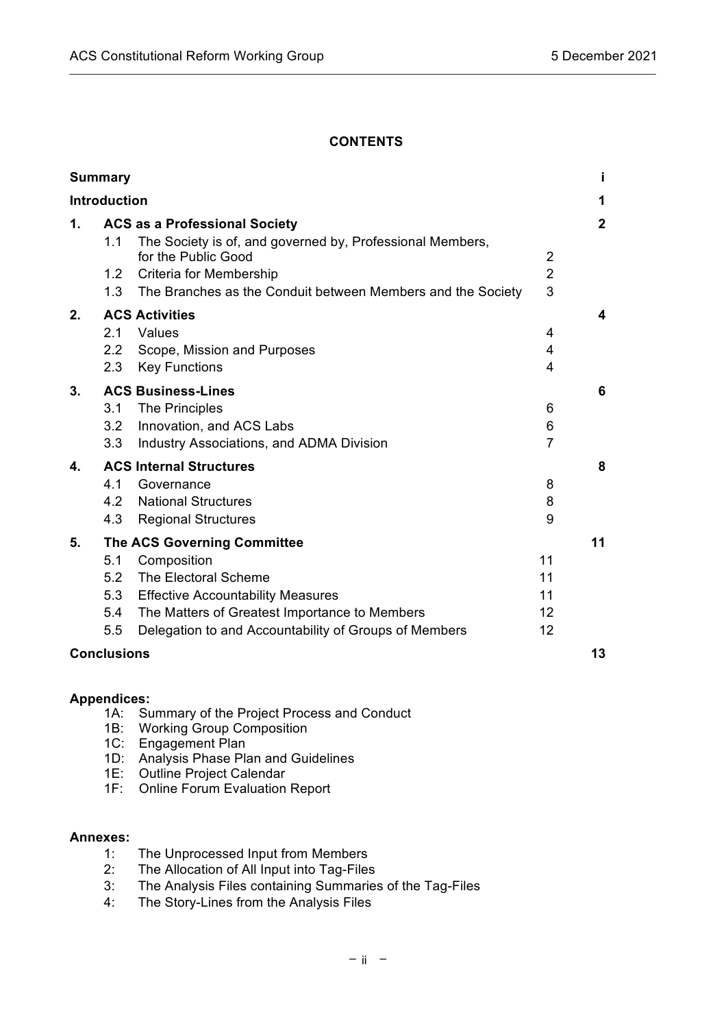**CONTENTS**

| | | | |
|---|---|---|---|
| **Summary** | | | **i** |
| **Introduction** | | | **1** |
| **1.** | **ACS as a Professional Society** | | **2** |
| 1.1 | The Society is of, and governed by, Professional Members, for the Public Good | 2 | |
| 1.2 | Criteria for Membership | 2 | |
| 1.3 | The Branches as the Conduit between Members and the Society | 3 | |
| **2.** | **ACS Activities** | | **4** |
| 2.1 | Values | 4 | |
| 2.2 | Scope, Mission and Purposes | 4 | |
| 2.3 | Key Functions | 4 | |
| **3.** | **ACS Business-Lines** | | **6** |
| 3.1 | The Principles | 6 | |
| 3.2 | Innovation, and ACS Labs | 6 | |
| 3.3 | Industry Associations, and ADMA Division | 7 | |
| **4.** | **ACS Internal Structures** | | **8** |
| 4.1 | Governance | 8 | |
| 4.2 | National Structures | 8 | |
| 4.3 | Regional Structures | 9 | |
| **5.** | **The ACS Governing Committee** | | **11** |
| 5.1 | Composition | 11 | |
| 5.2 | The Electoral Scheme | 11 | |
| 5.3 | Effective Accountability Measures | 11 | |
| 5.4 | The Matters of Greatest Importance to Members | 12 | |
| 5.5 | Delegation to and Accountability of Groups of Members | 12 | |
| **Conclusions** | | | **13** |

**Appendices:**

- 1A: Summary of the Project Process and Conduct
- 1B: Working Group Composition
- 1C: Engagement Plan
- 1D: Analysis Phase Plan and Guidelines
- 1E: Outline Project Calendar
- 1F: Online Forum Evaluation Report

**Annexes:**

- 1: The Unprocessed Input from Members
- 2: The Allocation of All Input into Tag-Files
- 3: The Analysis Files containing Summaries of the Tag-Files
- 4: The Story-Lines from the Analysis Files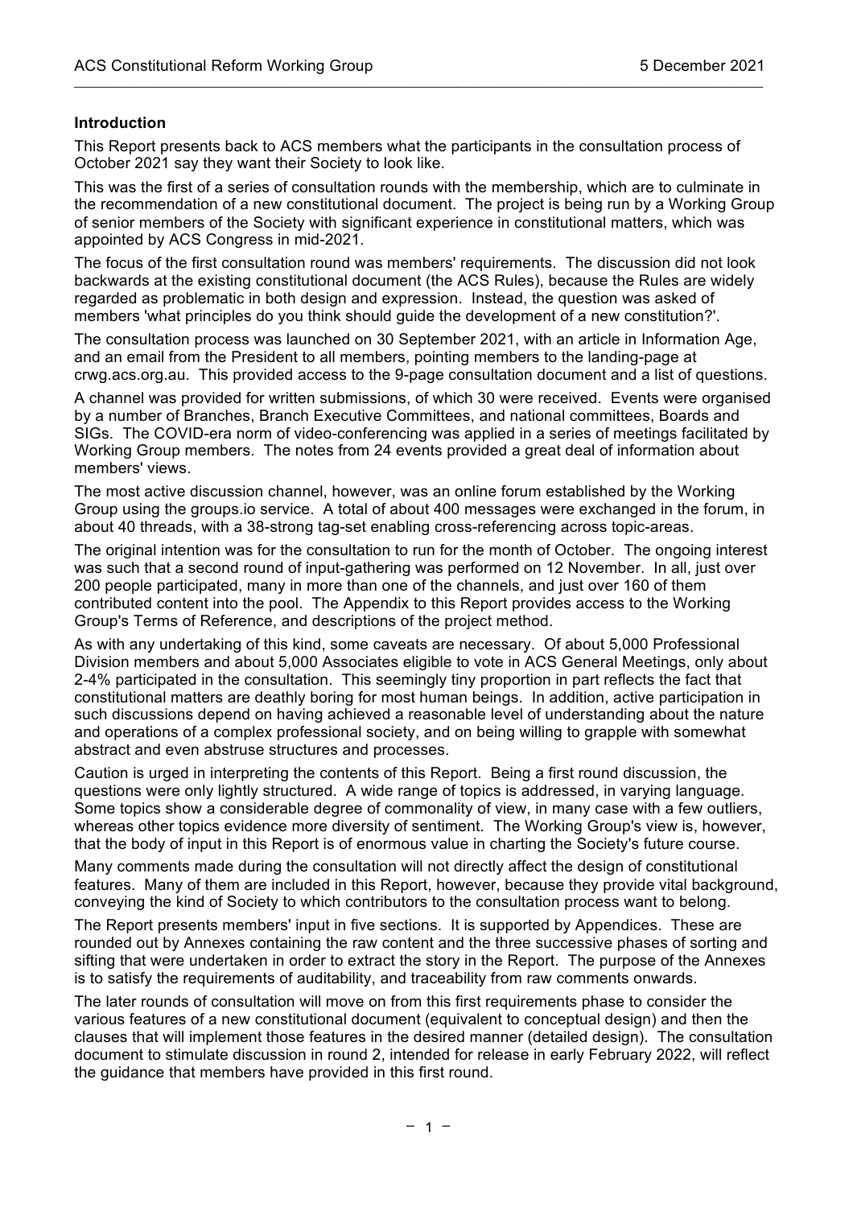### Introduction

This Report presents back to ACS members what the participants in the consultation process of October 2021 say they want their Society to look like.

This was the first of a series of consultation rounds with the membership, which are to culminate in the recommendation of a new constitutional document. The project is being run by a Working Group of senior members of the Society with significant experience in constitutional matters, which was appointed by ACS Congress in mid-2021.

The focus of the first consultation round was members' requirements. The discussion did not look backwards at the existing constitutional document (the ACS Rules), because the Rules are widely regarded as problematic in both design and expression. Instead, the question was asked of members 'what principles do you think should guide the development of a new constitution?'.

The consultation process was launched on 30 September 2021, with an article in Information Age, and an email from the President to all members, pointing members to the landing-page at crwg.acs.org.au. This provided access to the 9-page consultation document and a list of questions.

A channel was provided for written submissions, of which 30 were received. Events were organised by a number of Branches, Branch Executive Committees, and national committees, Boards and SIGs. The COVID-era norm of video-conferencing was applied in a series of meetings facilitated by Working Group members. The notes from 24 events provided a great deal of information about members' views.

The most active discussion channel, however, was an online forum established by the Working Group using the groups.io service. A total of about 400 messages were exchanged in the forum, in about 40 threads, with a 38-strong tag-set enabling cross-referencing across topic-areas.

The original intention was for the consultation to run for the month of October. The ongoing interest was such that a second round of input-gathering was performed on 12 November. In all, just over 200 people participated, many in more than one of the channels, and just over 160 of them contributed content into the pool. The Appendix to this Report provides access to the Working Group's Terms of Reference, and descriptions of the project method.

As with any undertaking of this kind, some caveats are necessary. Of about 5,000 Professional Division members and about 5,000 Associates eligible to vote in ACS General Meetings, only about 2-4% participated in the consultation. This seemingly tiny proportion in part reflects the fact that constitutional matters are deathly boring for most human beings. In addition, active participation in such discussions depend on having achieved a reasonable level of understanding about the nature and operations of a complex professional society, and on being willing to grapple with somewhat abstract and even abstruse structures and processes.

Caution is urged in interpreting the contents of this Report. Being a first round discussion, the questions were only lightly structured. A wide range of topics is addressed, in varying language. Some topics show a considerable degree of commonality of view, in many case with a few outliers, whereas other topics evidence more diversity of sentiment. The Working Group's view is, however, that the body of input in this Report is of enormous value in charting the Society's future course.

Many comments made during the consultation will not directly affect the design of constitutional features. Many of them are included in this Report, however, because they provide vital background, conveying the kind of Society to which contributors to the consultation process want to belong.

The Report presents members' input in five sections. It is supported by Appendices. These are rounded out by Annexes containing the raw content and the three successive phases of sorting and sifting that were undertaken in order to extract the story in the Report. The purpose of the Annexes is to satisfy the requirements of auditability, and traceability from raw comments onwards.

The later rounds of consultation will move on from this first requirements phase to consider the various features of a new constitutional document (equivalent to conceptual design) and then the clauses that will implement those features in the desired manner (detailed design). The consultation document to stimulate discussion in round 2, intended for release in early February 2022, will reflect the guidance that members have provided in this first round.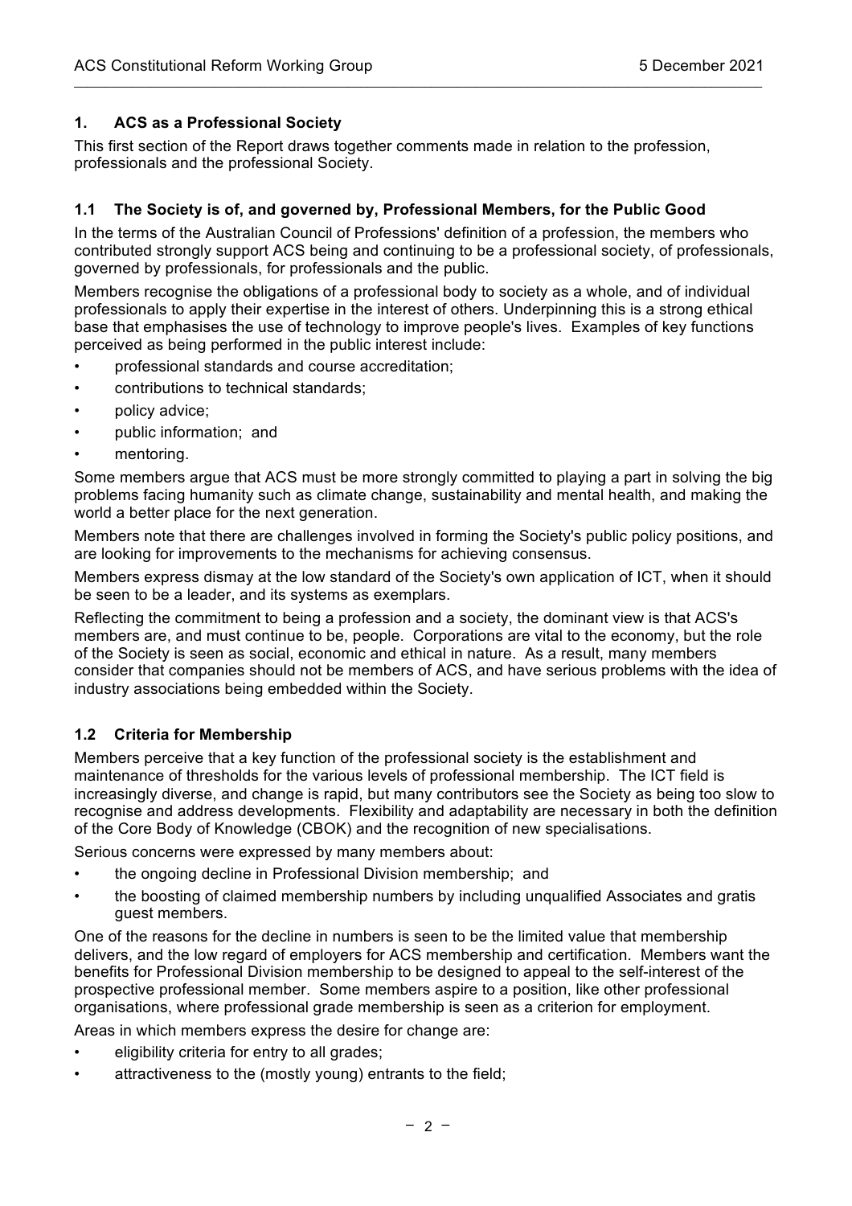## 1. ACS as a Professional Society

This first section of the Report draws together comments made in relation to the profession, professionals and the professional Society.

### 1.1 The Society is of, and governed by, Professional Members, for the Public Good

In the terms of the Australian Council of Professions' definition of a profession, the members who contributed strongly support ACS being and continuing to be a professional society, of professionals, governed by professionals, for professionals and the public.

Members recognise the obligations of a professional body to society as a whole, and of individual professionals to apply their expertise in the interest of others. Underpinning this is a strong ethical base that emphasises the use of technology to improve people's lives. Examples of key functions perceived as being performed in the public interest include:

- professional standards and course accreditation;
- contributions to technical standards;
- policy advice;
- public information; and
- mentoring.

Some members argue that ACS must be more strongly committed to playing a part in solving the big problems facing humanity such as climate change, sustainability and mental health, and making the world a better place for the next generation.

Members note that there are challenges involved in forming the Society's public policy positions, and are looking for improvements to the mechanisms for achieving consensus.

Members express dismay at the low standard of the Society's own application of ICT, when it should be seen to be a leader, and its systems as exemplars.

Reflecting the commitment to being a profession and a society, the dominant view is that ACS's members are, and must continue to be, people. Corporations are vital to the economy, but the role of the Society is seen as social, economic and ethical in nature. As a result, many members consider that companies should not be members of ACS, and have serious problems with the idea of industry associations being embedded within the Society.

### 1.2 Criteria for Membership

Members perceive that a key function of the professional society is the establishment and maintenance of thresholds for the various levels of professional membership. The ICT field is increasingly diverse, and change is rapid, but many contributors see the Society as being too slow to recognise and address developments. Flexibility and adaptability are necessary in both the definition of the Core Body of Knowledge (CBOK) and the recognition of new specialisations.

Serious concerns were expressed by many members about:

- the ongoing decline in Professional Division membership; and
- the boosting of claimed membership numbers by including unqualified Associates and gratis guest members.

One of the reasons for the decline in numbers is seen to be the limited value that membership delivers, and the low regard of employers for ACS membership and certification. Members want the benefits for Professional Division membership to be designed to appeal to the self-interest of the prospective professional member. Some members aspire to a position, like other professional organisations, where professional grade membership is seen as a criterion for employment.

Areas in which members express the desire for change are:

- eligibility criteria for entry to all grades;
- attractiveness to the (mostly young) entrants to the field;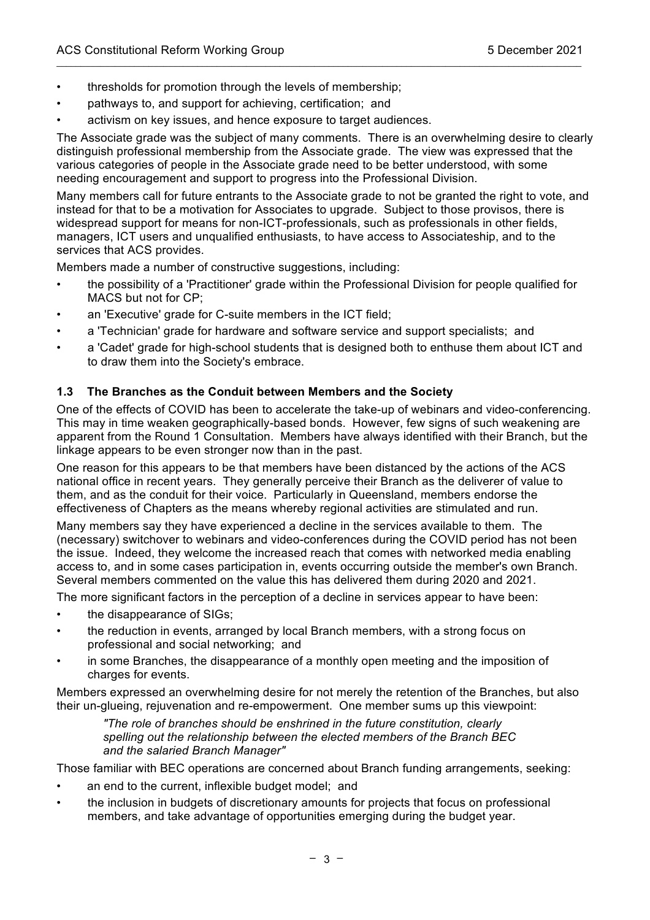- thresholds for promotion through the levels of membership;
- pathways to, and support for achieving, certification; and
- activism on key issues, and hence exposure to target audiences.

The Associate grade was the subject of many comments. There is an overwhelming desire to clearly distinguish professional membership from the Associate grade. The view was expressed that the various categories of people in the Associate grade need to be better understood, with some needing encouragement and support to progress into the Professional Division.

Many members call for future entrants to the Associate grade to not be granted the right to vote, and instead for that to be a motivation for Associates to upgrade. Subject to those provisos, there is widespread support for means for non-ICT-professionals, such as professionals in other fields, managers, ICT users and unqualified enthusiasts, to have access to Associateship, and to the services that ACS provides.

Members made a number of constructive suggestions, including:

- the possibility of a 'Practitioner' grade within the Professional Division for people qualified for MACS but not for CP;
- an 'Executive' grade for C-suite members in the ICT field;
- a 'Technician' grade for hardware and software service and support specialists; and
- a 'Cadet' grade for high-school students that is designed both to enthuse them about ICT and to draw them into the Society's embrace.

### 1.3 The Branches as the Conduit between Members and the Society

One of the effects of COVID has been to accelerate the take-up of webinars and video-conferencing. This may in time weaken geographically-based bonds. However, few signs of such weakening are apparent from the Round 1 Consultation. Members have always identified with their Branch, but the linkage appears to be even stronger now than in the past.

One reason for this appears to be that members have been distanced by the actions of the ACS national office in recent years. They generally perceive their Branch as the deliverer of value to them, and as the conduit for their voice. Particularly in Queensland, members endorse the effectiveness of Chapters as the means whereby regional activities are stimulated and run.

Many members say they have experienced a decline in the services available to them. The (necessary) switchover to webinars and video-conferences during the COVID period has not been the issue. Indeed, they welcome the increased reach that comes with networked media enabling access to, and in some cases participation in, events occurring outside the member's own Branch. Several members commented on the value this has delivered them during 2020 and 2021.

The more significant factors in the perception of a decline in services appear to have been:

- the disappearance of SIGs;
- the reduction in events, arranged by local Branch members, with a strong focus on professional and social networking; and
- in some Branches, the disappearance of a monthly open meeting and the imposition of charges for events.

Members expressed an overwhelming desire for not merely the retention of the Branches, but also their un-glueing, rejuvenation and re-empowerment. One member sums up this viewpoint:

> *"The role of branches should be enshrined in the future constitution, clearly spelling out the relationship between the elected members of the Branch BEC and the salaried Branch Manager"*

Those familiar with BEC operations are concerned about Branch funding arrangements, seeking:

- an end to the current, inflexible budget model; and
- the inclusion in budgets of discretionary amounts for projects that focus on professional members, and take advantage of opportunities emerging during the budget year.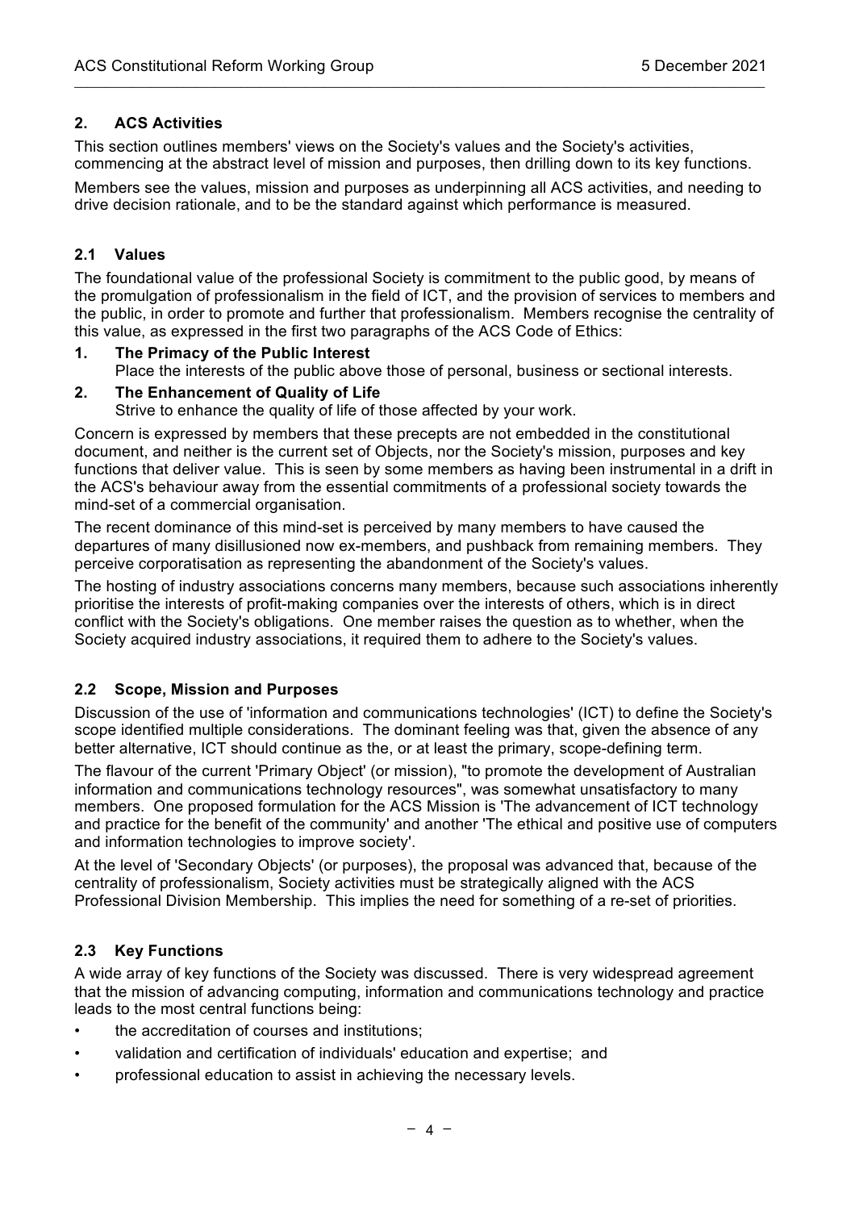## 2. ACS Activities

This section outlines members' views on the Society's values and the Society's activities, commencing at the abstract level of mission and purposes, then drilling down to its key functions.

Members see the values, mission and purposes as underpinning all ACS activities, and needing to drive decision rationale, and to be the standard against which performance is measured.

### 2.1 Values

The foundational value of the professional Society is commitment to the public good, by means of the promulgation of professionalism in the field of ICT, and the provision of services to members and the public, in order to promote and further that professionalism. Members recognise the centrality of this value, as expressed in the first two paragraphs of the ACS Code of Ethics:

1. **The Primacy of the Public Interest**
   Place the interests of the public above those of personal, business or sectional interests.
2. **The Enhancement of Quality of Life**
   Strive to enhance the quality of life of those affected by your work.

Concern is expressed by members that these precepts are not embedded in the constitutional document, and neither is the current set of Objects, nor the Society's mission, purposes and key functions that deliver value. This is seen by some members as having been instrumental in a drift in the ACS's behaviour away from the essential commitments of a professional society towards the mind-set of a commercial organisation.

The recent dominance of this mind-set is perceived by many members to have caused the departures of many disillusioned now ex-members, and pushback from remaining members. They perceive corporatisation as representing the abandonment of the Society's values.

The hosting of industry associations concerns many members, because such associations inherently prioritise the interests of profit-making companies over the interests of others, which is in direct conflict with the Society's obligations. One member raises the question as to whether, when the Society acquired industry associations, it required them to adhere to the Society's values.

### 2.2 Scope, Mission and Purposes

Discussion of the use of 'information and communications technologies' (ICT) to define the Society's scope identified multiple considerations. The dominant feeling was that, given the absence of any better alternative, ICT should continue as the, or at least the primary, scope-defining term.

The flavour of the current 'Primary Object' (or mission), "to promote the development of Australian information and communications technology resources", was somewhat unsatisfactory to many members. One proposed formulation for the ACS Mission is 'The advancement of ICT technology and practice for the benefit of the community' and another 'The ethical and positive use of computers and information technologies to improve society'.

At the level of 'Secondary Objects' (or purposes), the proposal was advanced that, because of the centrality of professionalism, Society activities must be strategically aligned with the ACS Professional Division Membership. This implies the need for something of a re-set of priorities.

### 2.3 Key Functions

A wide array of key functions of the Society was discussed. There is very widespread agreement that the mission of advancing computing, information and communications technology and practice leads to the most central functions being:

- the accreditation of courses and institutions;
- validation and certification of individuals' education and expertise; and
- professional education to assist in achieving the necessary levels.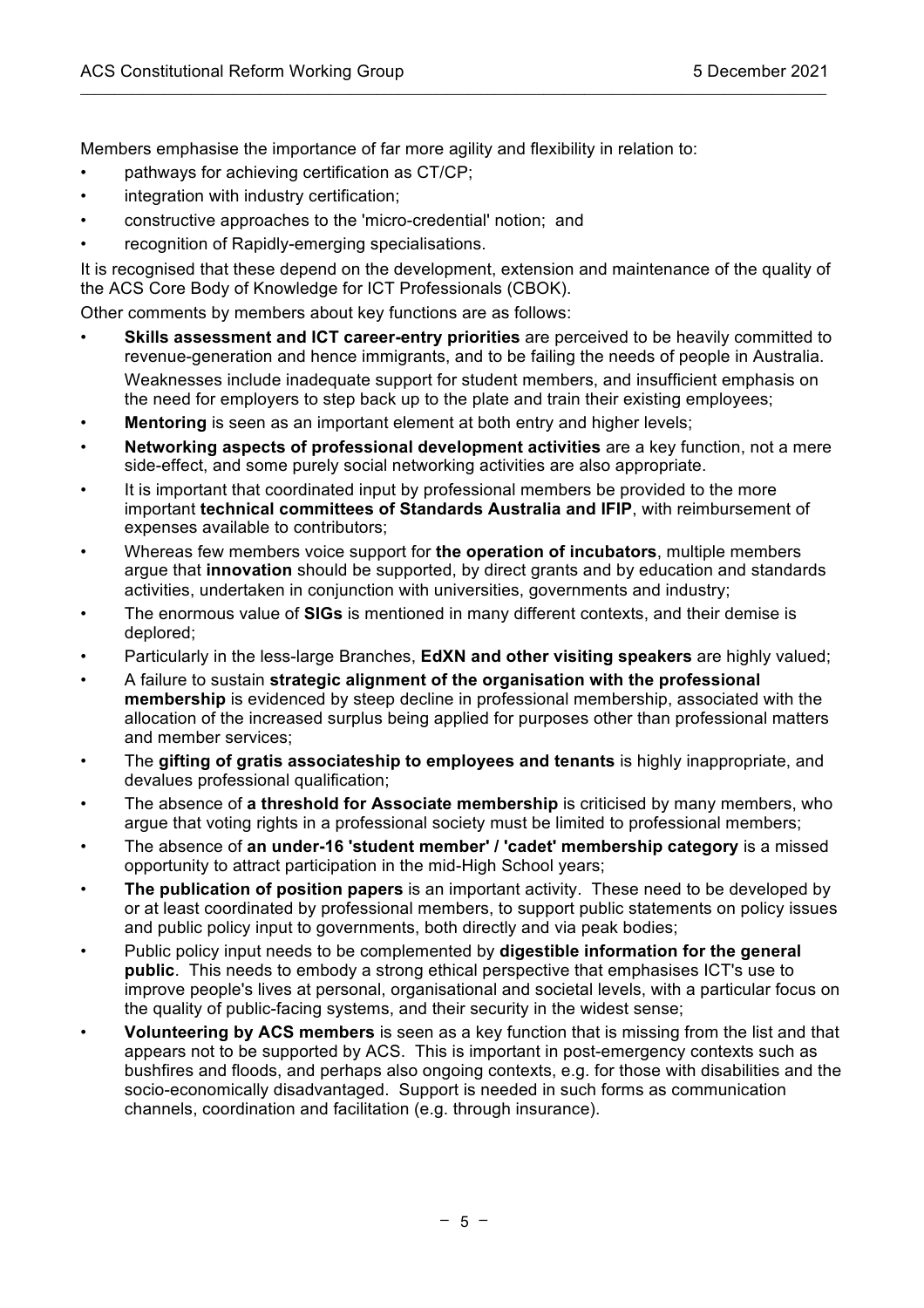Members emphasise the importance of far more agility and flexibility in relation to:

- pathways for achieving certification as CT/CP;
- integration with industry certification;
- constructive approaches to the 'micro-credential' notion; and
- recognition of Rapidly-emerging specialisations.

It is recognised that these depend on the development, extension and maintenance of the quality of the ACS Core Body of Knowledge for ICT Professionals (CBOK).

Other comments by members about key functions are as follows:

- **Skills assessment and ICT career-entry priorities** are perceived to be heavily committed to revenue-generation and hence immigrants, and to be failing the needs of people in Australia. Weaknesses include inadequate support for student members, and insufficient emphasis on the need for employers to step back up to the plate and train their existing employees;
- **Mentoring** is seen as an important element at both entry and higher levels;
- **Networking aspects of professional development activities** are a key function, not a mere side-effect, and some purely social networking activities are also appropriate.
- It is important that coordinated input by professional members be provided to the more important **technical committees of Standards Australia and IFIP**, with reimbursement of expenses available to contributors;
- Whereas few members voice support for **the operation of incubators**, multiple members argue that **innovation** should be supported, by direct grants and by education and standards activities, undertaken in conjunction with universities, governments and industry;
- The enormous value of **SIGs** is mentioned in many different contexts, and their demise is deplored;
- Particularly in the less-large Branches, **EdXN and other visiting speakers** are highly valued;
- A failure to sustain **strategic alignment of the organisation with the professional membership** is evidenced by steep decline in professional membership, associated with the allocation of the increased surplus being applied for purposes other than professional matters and member services;
- The **gifting of gratis associateship to employees and tenants** is highly inappropriate, and devalues professional qualification;
- The absence of **a threshold for Associate membership** is criticised by many members, who argue that voting rights in a professional society must be limited to professional members;
- The absence of **an under-16 'student member' / 'cadet' membership category** is a missed opportunity to attract participation in the mid-High School years;
- **The publication of position papers** is an important activity. These need to be developed by or at least coordinated by professional members, to support public statements on policy issues and public policy input to governments, both directly and via peak bodies;
- Public policy input needs to be complemented by **digestible information for the general public**. This needs to embody a strong ethical perspective that emphasises ICT's use to improve people's lives at personal, organisational and societal levels, with a particular focus on the quality of public-facing systems, and their security in the widest sense;
- **Volunteering by ACS members** is seen as a key function that is missing from the list and that appears not to be supported by ACS. This is important in post-emergency contexts such as bushfires and floods, and perhaps also ongoing contexts, e.g. for those with disabilities and the socio-economically disadvantaged. Support is needed in such forms as communication channels, coordination and facilitation (e.g. through insurance).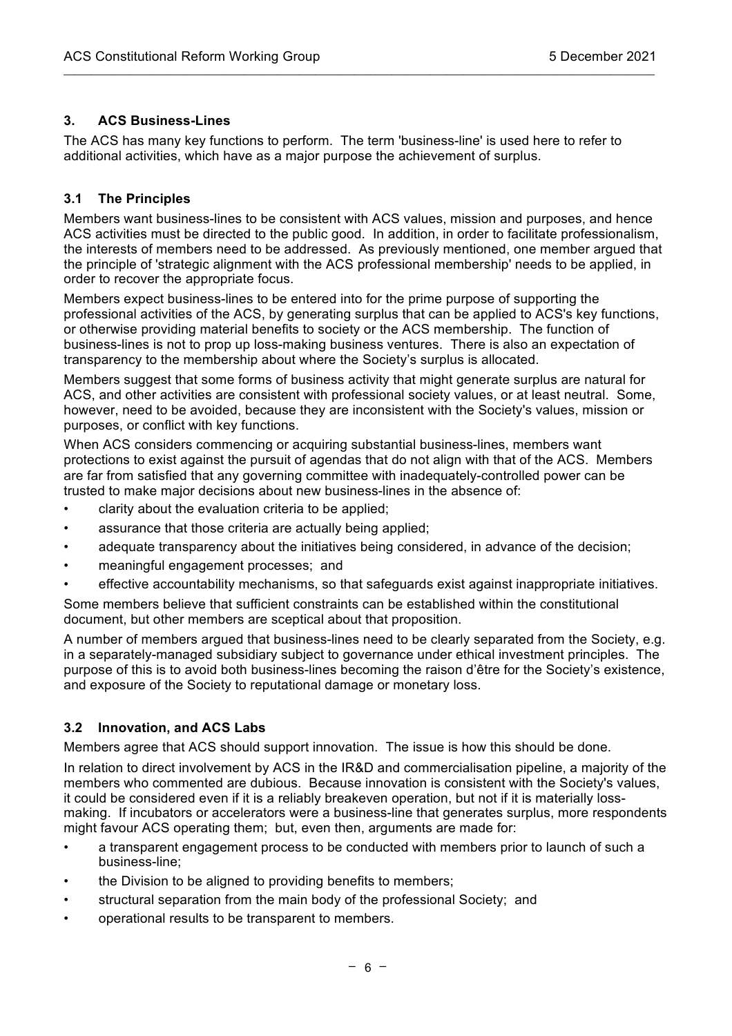## 3. ACS Business-Lines

The ACS has many key functions to perform. The term 'business-line' is used here to refer to additional activities, which have as a major purpose the achievement of surplus.

### 3.1 The Principles

Members want business-lines to be consistent with ACS values, mission and purposes, and hence ACS activities must be directed to the public good. In addition, in order to facilitate professionalism, the interests of members need to be addressed. As previously mentioned, one member argued that the principle of 'strategic alignment with the ACS professional membership' needs to be applied, in order to recover the appropriate focus.

Members expect business-lines to be entered into for the prime purpose of supporting the professional activities of the ACS, by generating surplus that can be applied to ACS's key functions, or otherwise providing material benefits to society or the ACS membership. The function of business-lines is not to prop up loss-making business ventures. There is also an expectation of transparency to the membership about where the Society's surplus is allocated.

Members suggest that some forms of business activity that might generate surplus are natural for ACS, and other activities are consistent with professional society values, or at least neutral. Some, however, need to be avoided, because they are inconsistent with the Society's values, mission or purposes, or conflict with key functions.

When ACS considers commencing or acquiring substantial business-lines, members want protections to exist against the pursuit of agendas that do not align with that of the ACS. Members are far from satisfied that any governing committee with inadequately-controlled power can be trusted to make major decisions about new business-lines in the absence of:

- clarity about the evaluation criteria to be applied;
- assurance that those criteria are actually being applied;
- adequate transparency about the initiatives being considered, in advance of the decision;
- meaningful engagement processes; and
- effective accountability mechanisms, so that safeguards exist against inappropriate initiatives.

Some members believe that sufficient constraints can be established within the constitutional document, but other members are sceptical about that proposition.

A number of members argued that business-lines need to be clearly separated from the Society, e.g. in a separately-managed subsidiary subject to governance under ethical investment principles. The purpose of this is to avoid both business-lines becoming the raison d'être for the Society's existence, and exposure of the Society to reputational damage or monetary loss.

### 3.2 Innovation, and ACS Labs

Members agree that ACS should support innovation. The issue is how this should be done.

In relation to direct involvement by ACS in the IR&D and commercialisation pipeline, a majority of the members who commented are dubious. Because innovation is consistent with the Society's values, it could be considered even if it is a reliably breakeven operation, but not if it is materially loss-making. If incubators or accelerators were a business-line that generates surplus, more respondents might favour ACS operating them; but, even then, arguments are made for:

- a transparent engagement process to be conducted with members prior to launch of such a business-line;
- the Division to be aligned to providing benefits to members;
- structural separation from the main body of the professional Society; and
- operational results to be transparent to members.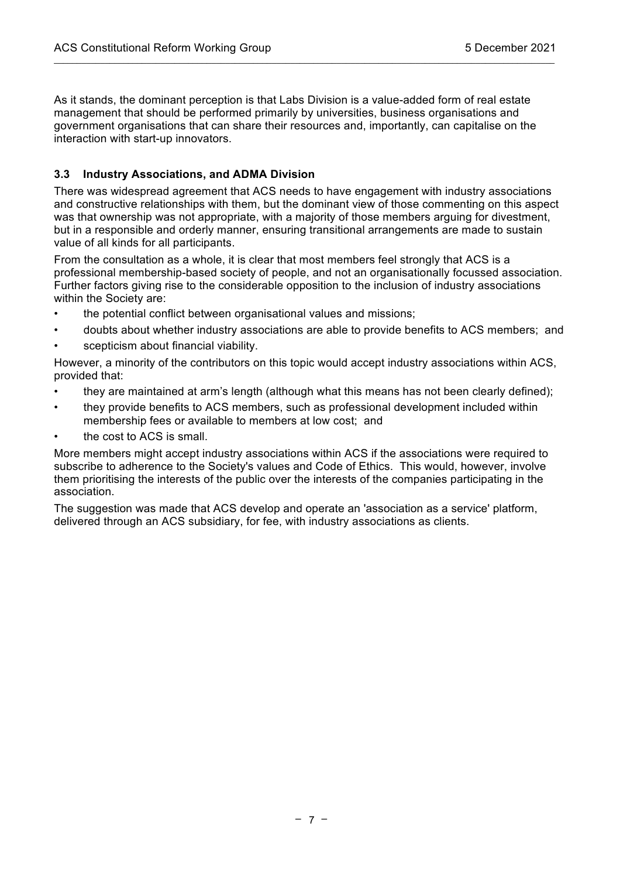As it stands, the dominant perception is that Labs Division is a value-added form of real estate management that should be performed primarily by universities, business organisations and government organisations that can share their resources and, importantly, can capitalise on the interaction with start-up innovators.

### 3.3 Industry Associations, and ADMA Division

There was widespread agreement that ACS needs to have engagement with industry associations and constructive relationships with them, but the dominant view of those commenting on this aspect was that ownership was not appropriate, with a majority of those members arguing for divestment, but in a responsible and orderly manner, ensuring transitional arrangements are made to sustain value of all kinds for all participants.

From the consultation as a whole, it is clear that most members feel strongly that ACS is a professional membership-based society of people, and not an organisationally focussed association. Further factors giving rise to the considerable opposition to the inclusion of industry associations within the Society are:

- the potential conflict between organisational values and missions;
- doubts about whether industry associations are able to provide benefits to ACS members; and
- scepticism about financial viability.

However, a minority of the contributors on this topic would accept industry associations within ACS, provided that:

- they are maintained at arm's length (although what this means has not been clearly defined);
- they provide benefits to ACS members, such as professional development included within membership fees or available to members at low cost; and
- the cost to ACS is small.

More members might accept industry associations within ACS if the associations were required to subscribe to adherence to the Society's values and Code of Ethics. This would, however, involve them prioritising the interests of the public over the interests of the companies participating in the association.

The suggestion was made that ACS develop and operate an 'association as a service' platform, delivered through an ACS subsidiary, for fee, with industry associations as clients.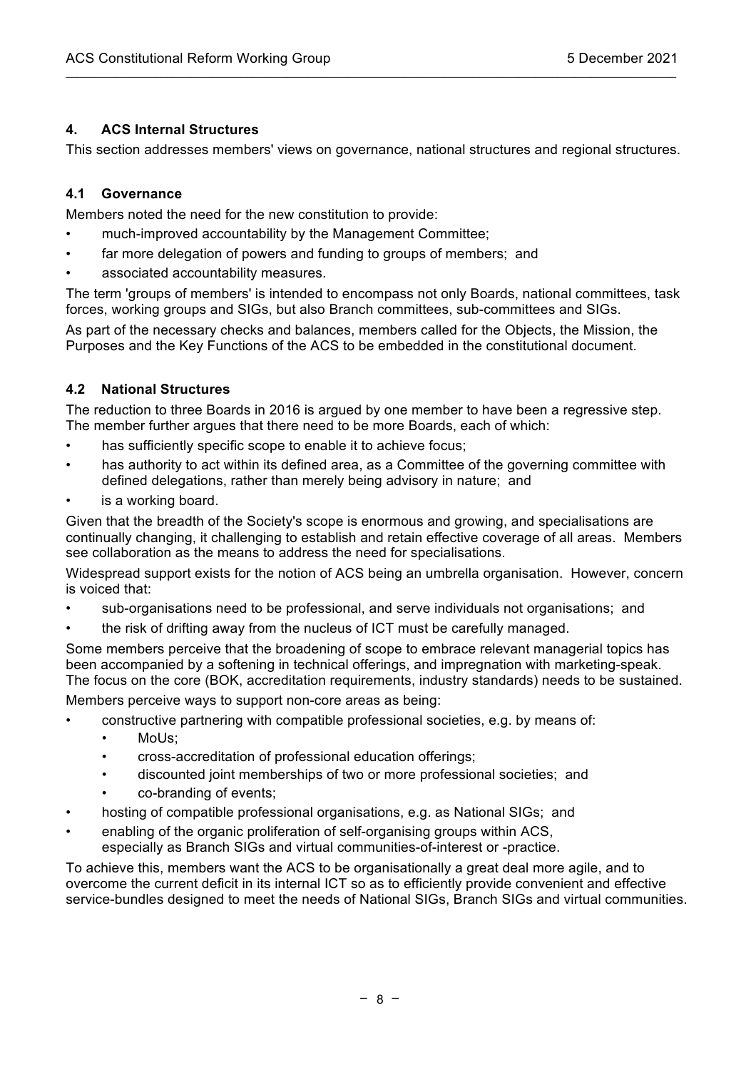## 4. ACS Internal Structures

This section addresses members' views on governance, national structures and regional structures.

### 4.1 Governance

Members noted the need for the new constitution to provide:

- much-improved accountability by the Management Committee;
- far more delegation of powers and funding to groups of members; and
- associated accountability measures.

The term 'groups of members' is intended to encompass not only Boards, national committees, task forces, working groups and SIGs, but also Branch committees, sub-committees and SIGs.

As part of the necessary checks and balances, members called for the Objects, the Mission, the Purposes and the Key Functions of the ACS to be embedded in the constitutional document.

### 4.2 National Structures

The reduction to three Boards in 2016 is argued by one member to have been a regressive step. The member further argues that there need to be more Boards, each of which:

- has sufficiently specific scope to enable it to achieve focus;
- has authority to act within its defined area, as a Committee of the governing committee with defined delegations, rather than merely being advisory in nature; and
- is a working board.

Given that the breadth of the Society's scope is enormous and growing, and specialisations are continually changing, it challenging to establish and retain effective coverage of all areas. Members see collaboration as the means to address the need for specialisations.

Widespread support exists for the notion of ACS being an umbrella organisation. However, concern is voiced that:

- sub-organisations need to be professional, and serve individuals not organisations; and
- the risk of drifting away from the nucleus of ICT must be carefully managed.

Some members perceive that the broadening of scope to embrace relevant managerial topics has been accompanied by a softening in technical offerings, and impregnation with marketing-speak. The focus on the core (BOK, accreditation requirements, industry standards) needs to be sustained.

Members perceive ways to support non-core areas as being:

- constructive partnering with compatible professional societies, e.g. by means of:
  - MoUs;
  - cross-accreditation of professional education offerings;
  - discounted joint memberships of two or more professional societies; and
  - co-branding of events;
- hosting of compatible professional organisations, e.g. as National SIGs; and
- enabling of the organic proliferation of self-organising groups within ACS, especially as Branch SIGs and virtual communities-of-interest or -practice.

To achieve this, members want the ACS to be organisationally a great deal more agile, and to overcome the current deficit in its internal ICT so as to efficiently provide convenient and effective service-bundles designed to meet the needs of National SIGs, Branch SIGs and virtual communities.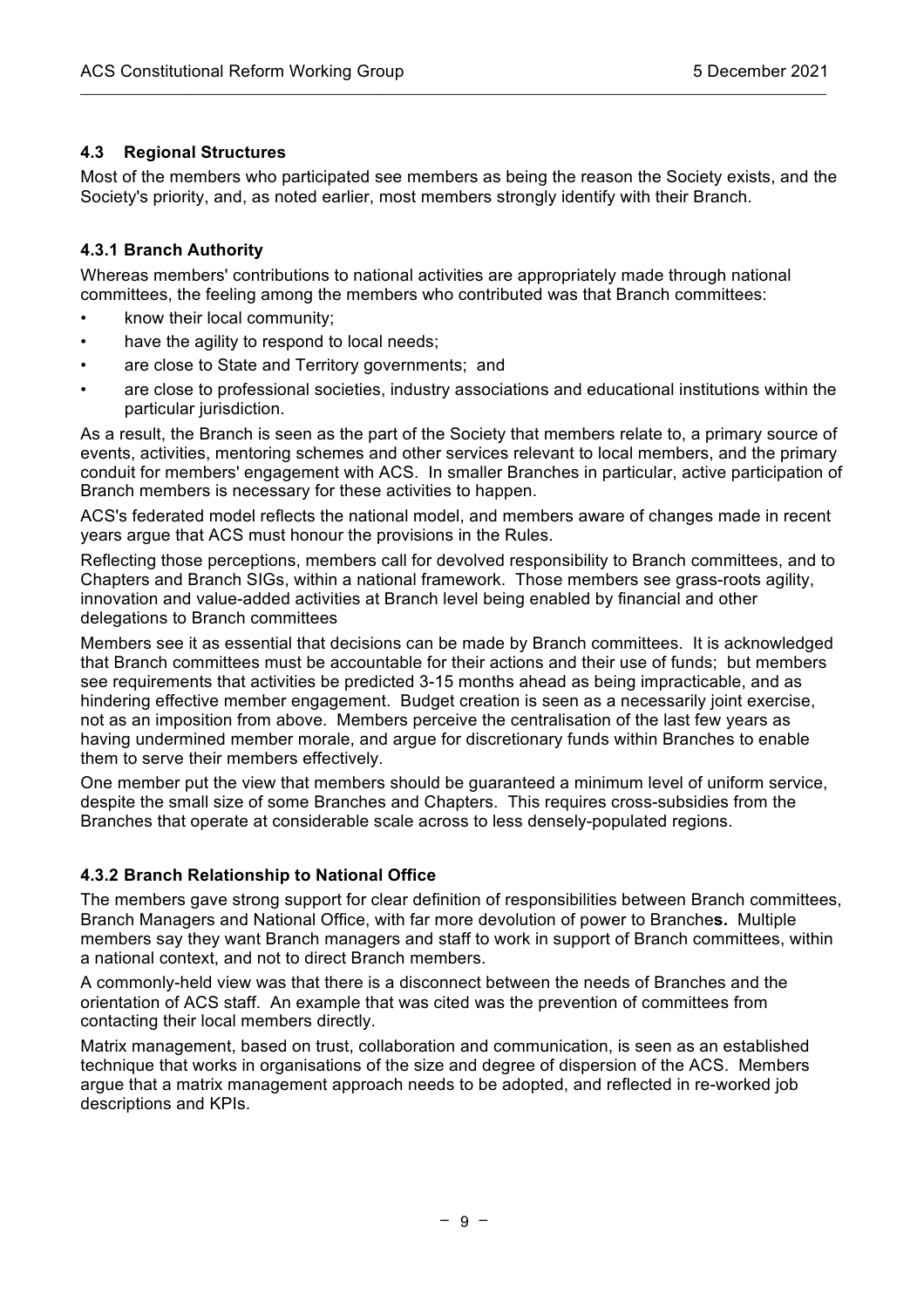### 4.3 Regional Structures

Most of the members who participated see members as being the reason the Society exists, and the Society's priority, and, as noted earlier, most members strongly identify with their Branch.

#### 4.3.1 Branch Authority

Whereas members' contributions to national activities are appropriately made through national committees, the feeling among the members who contributed was that Branch committees:

- know their local community;
- have the agility to respond to local needs;
- are close to State and Territory governments; and
- are close to professional societies, industry associations and educational institutions within the particular jurisdiction.

As a result, the Branch is seen as the part of the Society that members relate to, a primary source of events, activities, mentoring schemes and other services relevant to local members, and the primary conduit for members' engagement with ACS. In smaller Branches in particular, active participation of Branch members is necessary for these activities to happen.

ACS's federated model reflects the national model, and members aware of changes made in recent years argue that ACS must honour the provisions in the Rules.

Reflecting those perceptions, members call for devolved responsibility to Branch committees, and to Chapters and Branch SIGs, within a national framework. Those members see grass-roots agility, innovation and value-added activities at Branch level being enabled by financial and other delegations to Branch committees

Members see it as essential that decisions can be made by Branch committees. It is acknowledged that Branch committees must be accountable for their actions and their use of funds; but members see requirements that activities be predicted 3-15 months ahead as being impracticable, and as hindering effective member engagement. Budget creation is seen as a necessarily joint exercise, not as an imposition from above. Members perceive the centralisation of the last few years as having undermined member morale, and argue for discretionary funds within Branches to enable them to serve their members effectively.

One member put the view that members should be guaranteed a minimum level of uniform service, despite the small size of some Branches and Chapters. This requires cross-subsidies from the Branches that operate at considerable scale across to less densely-populated regions.

#### 4.3.2 Branch Relationship to National Office

The members gave strong support for clear definition of responsibilities between Branch committees, Branch Managers and National Office, with far more devolution of power to Branche**s.** Multiple members say they want Branch managers and staff to work in support of Branch committees, within a national context, and not to direct Branch members.

A commonly-held view was that there is a disconnect between the needs of Branches and the orientation of ACS staff. An example that was cited was the prevention of committees from contacting their local members directly.

Matrix management, based on trust, collaboration and communication, is seen as an established technique that works in organisations of the size and degree of dispersion of the ACS. Members argue that a matrix management approach needs to be adopted, and reflected in re-worked job descriptions and KPIs.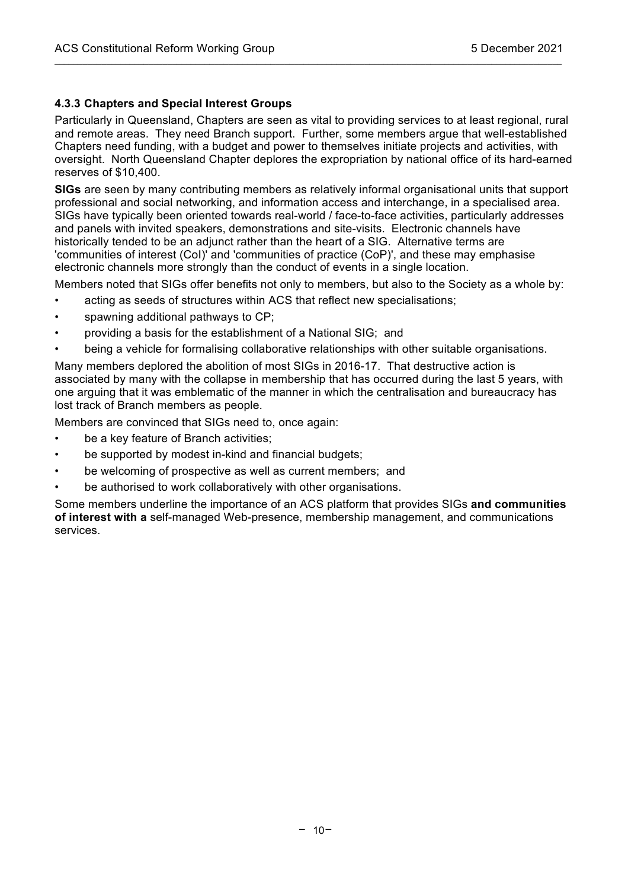#### 4.3.3 Chapters and Special Interest Groups

Particularly in Queensland, Chapters are seen as vital to providing services to at least regional, rural and remote areas. They need Branch support. Further, some members argue that well-established Chapters need funding, with a budget and power to themselves initiate projects and activities, with oversight. North Queensland Chapter deplores the expropriation by national office of its hard-earned reserves of $10,400.

**SIGs** are seen by many contributing members as relatively informal organisational units that support professional and social networking, and information access and interchange, in a specialised area. SIGs have typically been oriented towards real-world / face-to-face activities, particularly addresses and panels with invited speakers, demonstrations and site-visits. Electronic channels have historically tended to be an adjunct rather than the heart of a SIG. Alternative terms are 'communities of interest (CoI)' and 'communities of practice (CoP)', and these may emphasise electronic channels more strongly than the conduct of events in a single location.

Members noted that SIGs offer benefits not only to members, but also to the Society as a whole by:

- acting as seeds of structures within ACS that reflect new specialisations;
- spawning additional pathways to CP;
- providing a basis for the establishment of a National SIG; and
- being a vehicle for formalising collaborative relationships with other suitable organisations.

Many members deplored the abolition of most SIGs in 2016-17. That destructive action is associated by many with the collapse in membership that has occurred during the last 5 years, with one arguing that it was emblematic of the manner in which the centralisation and bureaucracy has lost track of Branch members as people.

Members are convinced that SIGs need to, once again:

- be a key feature of Branch activities;
- be supported by modest in-kind and financial budgets;
- be welcoming of prospective as well as current members; and
- be authorised to work collaboratively with other organisations.

Some members underline the importance of an ACS platform that provides SIGs **and communities of interest with a** self-managed Web-presence, membership management, and communications services.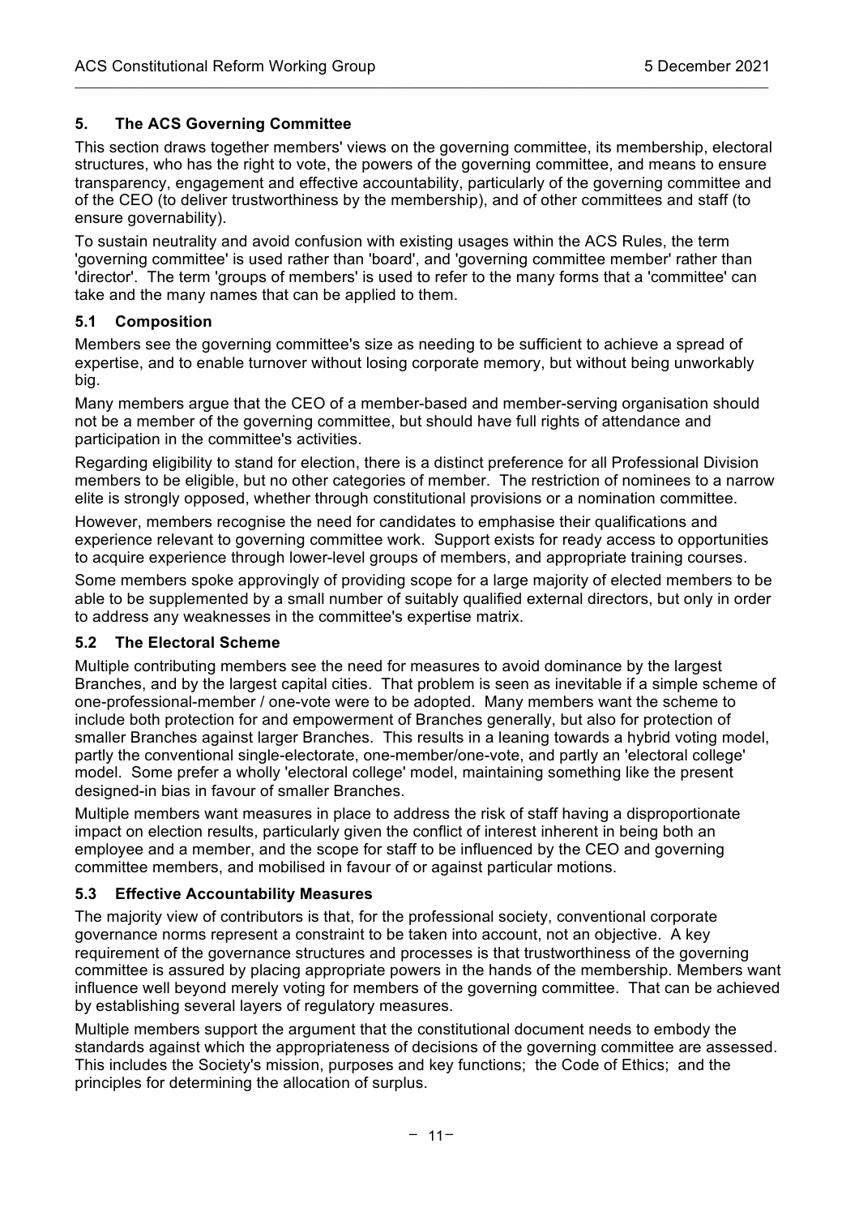## 5. The ACS Governing Committee

This section draws together members' views on the governing committee, its membership, electoral structures, who has the right to vote, the powers of the governing committee, and means to ensure transparency, engagement and effective accountability, particularly of the governing committee and of the CEO (to deliver trustworthiness by the membership), and of other committees and staff (to ensure governability).

To sustain neutrality and avoid confusion with existing usages within the ACS Rules, the term 'governing committee' is used rather than 'board', and 'governing committee member' rather than 'director'. The term 'groups of members' is used to refer to the many forms that a 'committee' can take and the many names that can be applied to them.

### 5.1 Composition

Members see the governing committee's size as needing to be sufficient to achieve a spread of expertise, and to enable turnover without losing corporate memory, but without being unworkably big.

Many members argue that the CEO of a member-based and member-serving organisation should not be a member of the governing committee, but should have full rights of attendance and participation in the committee's activities.

Regarding eligibility to stand for election, there is a distinct preference for all Professional Division members to be eligible, but no other categories of member. The restriction of nominees to a narrow elite is strongly opposed, whether through constitutional provisions or a nomination committee.

However, members recognise the need for candidates to emphasise their qualifications and experience relevant to governing committee work. Support exists for ready access to opportunities to acquire experience through lower-level groups of members, and appropriate training courses.

Some members spoke approvingly of providing scope for a large majority of elected members to be able to be supplemented by a small number of suitably qualified external directors, but only in order to address any weaknesses in the committee's expertise matrix.

### 5.2 The Electoral Scheme

Multiple contributing members see the need for measures to avoid dominance by the largest Branches, and by the largest capital cities. That problem is seen as inevitable if a simple scheme of one-professional-member / one-vote were to be adopted. Many members want the scheme to include both protection for and empowerment of Branches generally, but also for protection of smaller Branches against larger Branches. This results in a leaning towards a hybrid voting model, partly the conventional single-electorate, one-member/one-vote, and partly an 'electoral college' model. Some prefer a wholly 'electoral college' model, maintaining something like the present designed-in bias in favour of smaller Branches.

Multiple members want measures in place to address the risk of staff having a disproportionate impact on election results, particularly given the conflict of interest inherent in being both an employee and a member, and the scope for staff to be influenced by the CEO and governing committee members, and mobilised in favour of or against particular motions.

### 5.3 Effective Accountability Measures

The majority view of contributors is that, for the professional society, conventional corporate governance norms represent a constraint to be taken into account, not an objective. A key requirement of the governance structures and processes is that trustworthiness of the governing committee is assured by placing appropriate powers in the hands of the membership. Members want influence well beyond merely voting for members of the governing committee. That can be achieved by establishing several layers of regulatory measures.

Multiple members support the argument that the constitutional document needs to embody the standards against which the appropriateness of decisions of the governing committee are assessed. This includes the Society's mission, purposes and key functions; the Code of Ethics; and the principles for determining the allocation of surplus.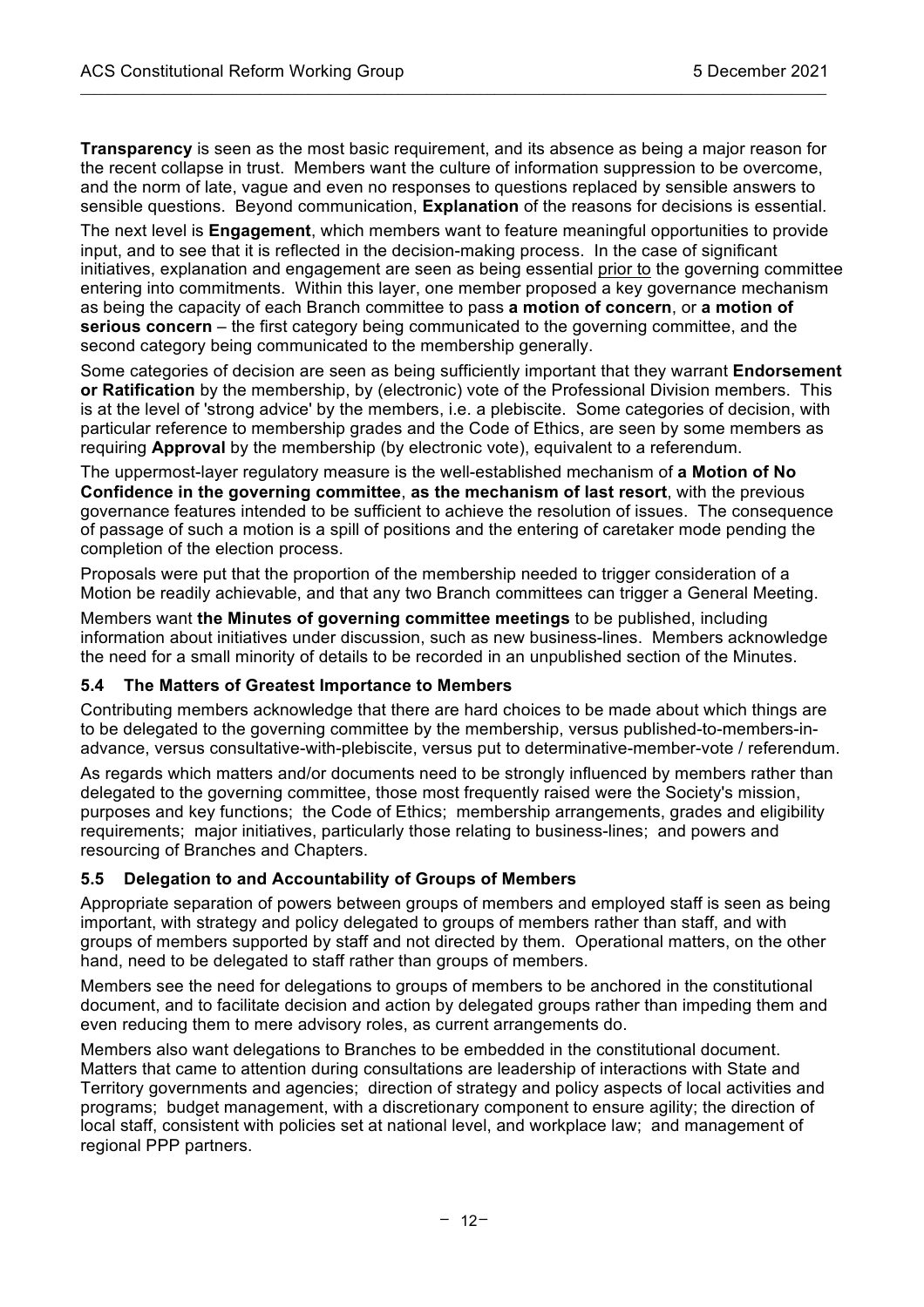**Transparency** is seen as the most basic requirement, and its absence as being a major reason for the recent collapse in trust. Members want the culture of information suppression to be overcome, and the norm of late, vague and even no responses to questions replaced by sensible answers to sensible questions. Beyond communication, **Explanation** of the reasons for decisions is essential.

The next level is **Engagement**, which members want to feature meaningful opportunities to provide input, and to see that it is reflected in the decision-making process. In the case of significant initiatives, explanation and engagement are seen as being essential prior to the governing committee entering into commitments. Within this layer, one member proposed a key governance mechanism as being the capacity of each Branch committee to pass **a motion of concern**, or **a motion of serious concern** – the first category being communicated to the governing committee, and the second category being communicated to the membership generally.

Some categories of decision are seen as being sufficiently important that they warrant **Endorsement or Ratification** by the membership, by (electronic) vote of the Professional Division members. This is at the level of 'strong advice' by the members, i.e. a plebiscite. Some categories of decision, with particular reference to membership grades and the Code of Ethics, are seen by some members as requiring **Approval** by the membership (by electronic vote), equivalent to a referendum.

The uppermost-layer regulatory measure is the well-established mechanism of **a Motion of No Confidence in the governing committee**, **as the mechanism of last resort**, with the previous governance features intended to be sufficient to achieve the resolution of issues. The consequence of passage of such a motion is a spill of positions and the entering of caretaker mode pending the completion of the election process.

Proposals were put that the proportion of the membership needed to trigger consideration of a Motion be readily achievable, and that any two Branch committees can trigger a General Meeting.

Members want **the Minutes of governing committee meetings** to be published, including information about initiatives under discussion, such as new business-lines. Members acknowledge the need for a small minority of details to be recorded in an unpublished section of the Minutes.

### 5.4 The Matters of Greatest Importance to Members

Contributing members acknowledge that there are hard choices to be made about which things are to be delegated to the governing committee by the membership, versus published-to-members-in-advance, versus consultative-with-plebiscite, versus put to determinative-member-vote / referendum.

As regards which matters and/or documents need to be strongly influenced by members rather than delegated to the governing committee, those most frequently raised were the Society's mission, purposes and key functions; the Code of Ethics; membership arrangements, grades and eligibility requirements; major initiatives, particularly those relating to business-lines; and powers and resourcing of Branches and Chapters.

### 5.5 Delegation to and Accountability of Groups of Members

Appropriate separation of powers between groups of members and employed staff is seen as being important, with strategy and policy delegated to groups of members rather than staff, and with groups of members supported by staff and not directed by them. Operational matters, on the other hand, need to be delegated to staff rather than groups of members.

Members see the need for delegations to groups of members to be anchored in the constitutional document, and to facilitate decision and action by delegated groups rather than impeding them and even reducing them to mere advisory roles, as current arrangements do.

Members also want delegations to Branches to be embedded in the constitutional document. Matters that came to attention during consultations are leadership of interactions with State and Territory governments and agencies; direction of strategy and policy aspects of local activities and programs; budget management, with a discretionary component to ensure agility; the direction of local staff, consistent with policies set at national level, and workplace law; and management of regional PPP partners.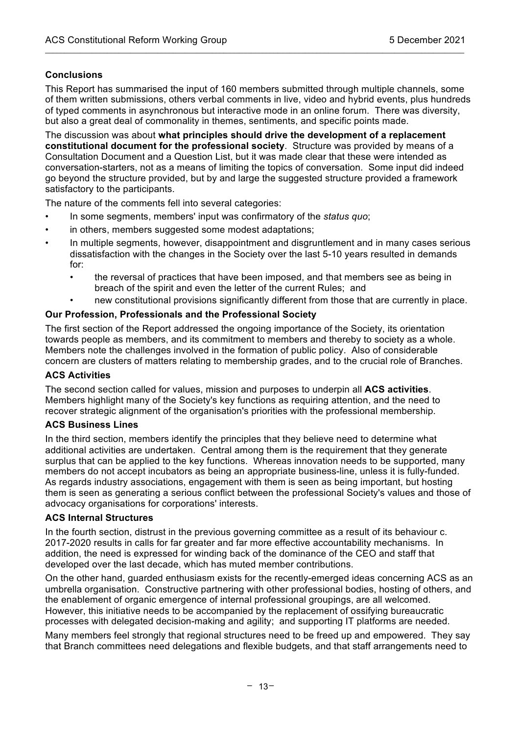### Conclusions

This Report has summarised the input of 160 members submitted through multiple channels, some of them written submissions, others verbal comments in live, video and hybrid events, plus hundreds of typed comments in asynchronous but interactive mode in an online forum. There was diversity, but also a great deal of commonality in themes, sentiments, and specific points made.

The discussion was about **what principles should drive the development of a replacement constitutional document for the professional society**. Structure was provided by means of a Consultation Document and a Question List, but it was made clear that these were intended as conversation-starters, not as a means of limiting the topics of conversation. Some input did indeed go beyond the structure provided, but by and large the suggested structure provided a framework satisfactory to the participants.

The nature of the comments fell into several categories:

- In some segments, members' input was confirmatory of the *status quo*;
- in others, members suggested some modest adaptations;
- In multiple segments, however, disappointment and disgruntlement and in many cases serious dissatisfaction with the changes in the Society over the last 5-10 years resulted in demands for:
  - the reversal of practices that have been imposed, and that members see as being in breach of the spirit and even the letter of the current Rules; and
  - new constitutional provisions significantly different from those that are currently in place.

### Our Profession, Professionals and the Professional Society

The first section of the Report addressed the ongoing importance of the Society, its orientation towards people as members, and its commitment to members and thereby to society as a whole. Members note the challenges involved in the formation of public policy. Also of considerable concern are clusters of matters relating to membership grades, and to the crucial role of Branches.

### ACS Activities

The second section called for values, mission and purposes to underpin all **ACS activities**. Members highlight many of the Society's key functions as requiring attention, and the need to recover strategic alignment of the organisation's priorities with the professional membership.

### ACS Business Lines

In the third section, members identify the principles that they believe need to determine what additional activities are undertaken. Central among them is the requirement that they generate surplus that can be applied to the key functions. Whereas innovation needs to be supported, many members do not accept incubators as being an appropriate business-line, unless it is fully-funded. As regards industry associations, engagement with them is seen as being important, but hosting them is seen as generating a serious conflict between the professional Society's values and those of advocacy organisations for corporations' interests.

### ACS Internal Structures

In the fourth section, distrust in the previous governing committee as a result of its behaviour c. 2017-2020 results in calls for far greater and far more effective accountability mechanisms. In addition, the need is expressed for winding back of the dominance of the CEO and staff that developed over the last decade, which has muted member contributions.

On the other hand, guarded enthusiasm exists for the recently-emerged ideas concerning ACS as an umbrella organisation. Constructive partnering with other professional bodies, hosting of others, and the enablement of organic emergence of internal professional groupings, are all welcomed. However, this initiative needs to be accompanied by the replacement of ossifying bureaucratic processes with delegated decision-making and agility; and supporting IT platforms are needed.

Many members feel strongly that regional structures need to be freed up and empowered. They say that Branch committees need delegations and flexible budgets, and that staff arrangements need to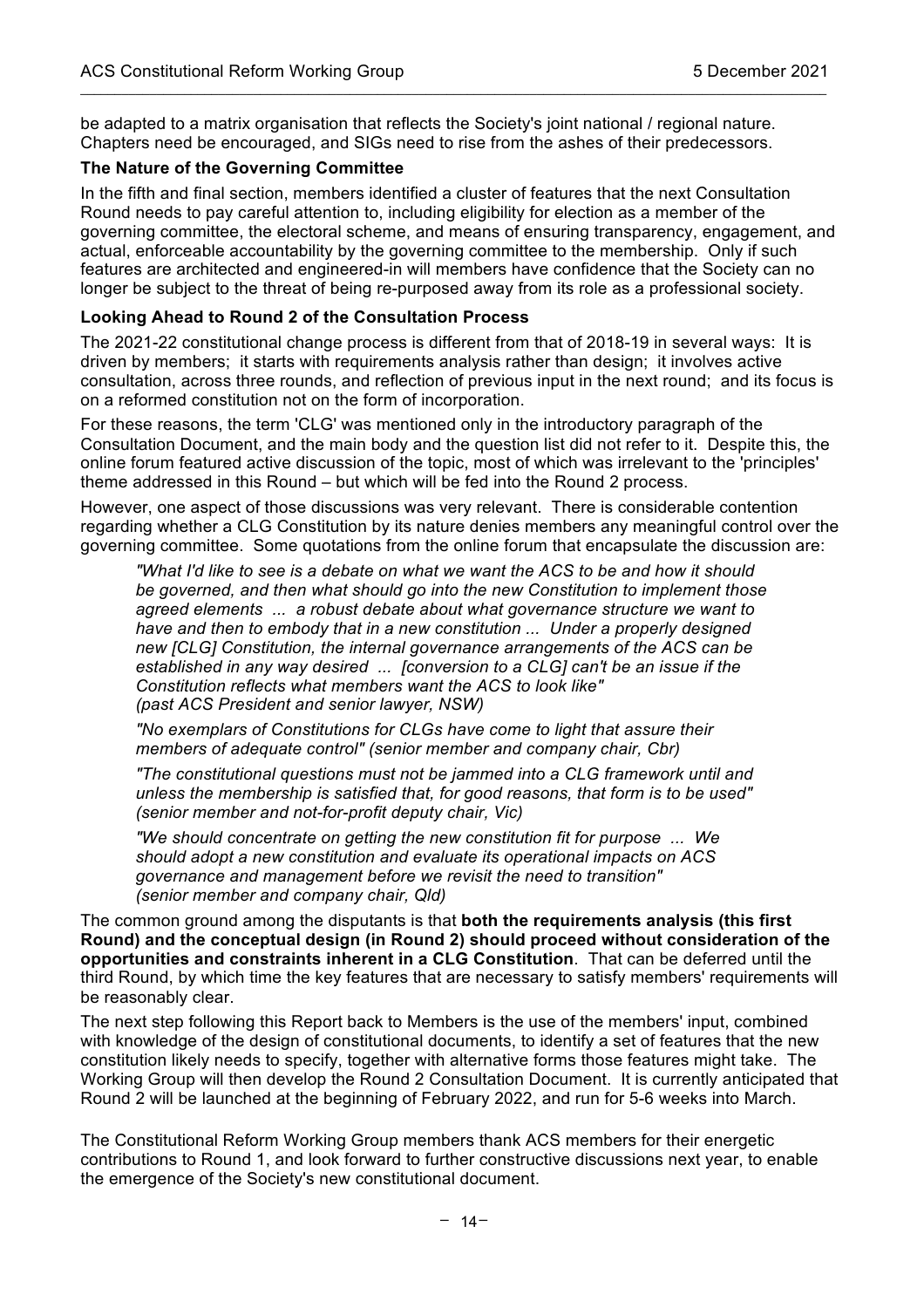be adapted to a matrix organisation that reflects the Society's joint national / regional nature. Chapters need be encouraged, and SIGs need to rise from the ashes of their predecessors.

**The Nature of the Governing Committee**

In the fifth and final section, members identified a cluster of features that the next Consultation Round needs to pay careful attention to, including eligibility for election as a member of the governing committee, the electoral scheme, and means of ensuring transparency, engagement, and actual, enforceable accountability by the governing committee to the membership. Only if such features are architected and engineered-in will members have confidence that the Society can no longer be subject to the threat of being re-purposed away from its role as a professional society.

**Looking Ahead to Round 2 of the Consultation Process**

The 2021-22 constitutional change process is different from that of 2018-19 in several ways: It is driven by members; it starts with requirements analysis rather than design; it involves active consultation, across three rounds, and reflection of previous input in the next round; and its focus is on a reformed constitution not on the form of incorporation.

For these reasons, the term 'CLG' was mentioned only in the introductory paragraph of the Consultation Document, and the main body and the question list did not refer to it. Despite this, the online forum featured active discussion of the topic, most of which was irrelevant to the 'principles' theme addressed in this Round – but which will be fed into the Round 2 process.

However, one aspect of those discussions was very relevant. There is considerable contention regarding whether a CLG Constitution by its nature denies members any meaningful control over the governing committee. Some quotations from the online forum that encapsulate the discussion are:

> *"What I'd like to see is a debate on what we want the ACS to be and how it should be governed, and then what should go into the new Constitution to implement those agreed elements ... a robust debate about what governance structure we want to have and then to embody that in a new constitution ... Under a properly designed new [CLG] Constitution, the internal governance arrangements of the ACS can be established in any way desired ... [conversion to a CLG] can't be an issue if the Constitution reflects what members want the ACS to look like"*
> *(past ACS President and senior lawyer, NSW)*
>
> *"No exemplars of Constitutions for CLGs have come to light that assure their members of adequate control" (senior member and company chair, Cbr)*
>
> *"The constitutional questions must not be jammed into a CLG framework until and unless the membership is satisfied that, for good reasons, that form is to be used" (senior member and not-for-profit deputy chair, Vic)*
>
> *"We should concentrate on getting the new constitution fit for purpose ... We should adopt a new constitution and evaluate its operational impacts on ACS governance and management before we revisit the need to transition"*
> *(senior member and company chair, Qld)*

The common ground among the disputants is that **both the requirements analysis (this first Round) and the conceptual design (in Round 2) should proceed without consideration of the opportunities and constraints inherent in a CLG Constitution**. That can be deferred until the third Round, by which time the key features that are necessary to satisfy members' requirements will be reasonably clear.

The next step following this Report back to Members is the use of the members' input, combined with knowledge of the design of constitutional documents, to identify a set of features that the new constitution likely needs to specify, together with alternative forms those features might take. The Working Group will then develop the Round 2 Consultation Document. It is currently anticipated that Round 2 will be launched at the beginning of February 2022, and run for 5-6 weeks into March.

The Constitutional Reform Working Group members thank ACS members for their energetic contributions to Round 1, and look forward to further constructive discussions next year, to enable the emergence of the Society's new constitutional document.